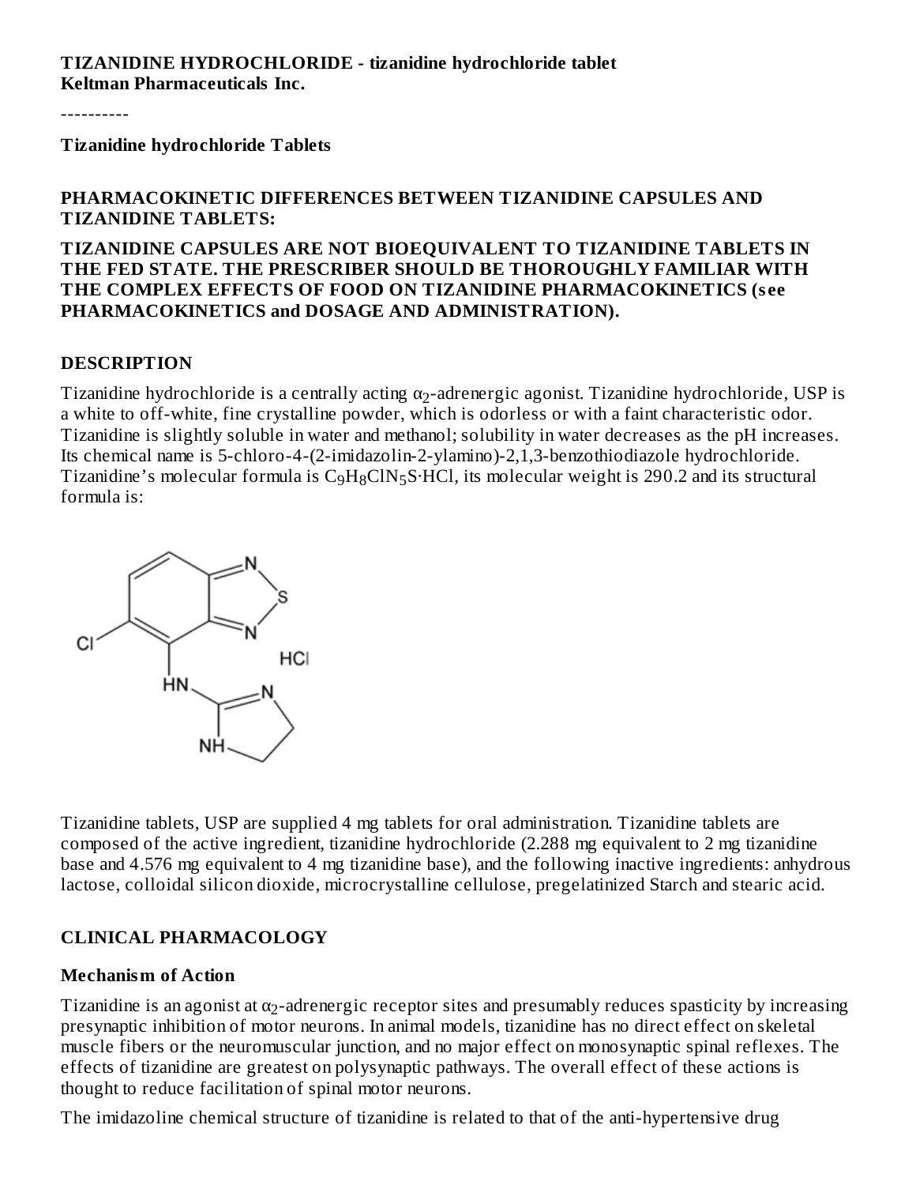**TIZANIDINE HYDROCHLORIDE - tizanidine hydrochloride tablet**
**Keltman Pharmaceuticals Inc.**

----------

**Tizanidine hydrochloride Tablets**

**PHARMACOKINETIC DIFFERENCES BETWEEN TIZANIDINE CAPSULES AND TIZANIDINE TABLETS:**

**TIZANIDINE CAPSULES ARE NOT BIOEQUIVALENT TO TIZANIDINE TABLETS IN THE FED STATE. THE PRESCRIBER SHOULD BE THOROUGHLY FAMILIAR WITH THE COMPLEX EFFECTS OF FOOD ON TIZANIDINE PHARMACOKINETICS (see PHARMACOKINETICS and DOSAGE AND ADMINISTRATION).**

## DESCRIPTION

Tizanidine hydrochloride is a centrally acting $\alpha_2$-adrenergic agonist. Tizanidine hydrochloride, USP is a white to off-white, fine crystalline powder, which is odorless or with a faint characteristic odor. Tizanidine is slightly soluble in water and methanol; solubility in water decreases as the pH increases. Its chemical name is 5-chloro-4-(2-imidazolin-2-ylamino)-2,1,3-benzothiodiazole hydrochloride. Tizanidine's molecular formula is $C_9H_8ClN_5S{\cdot}HCl$, its molecular weight is 290.2 and its structural formula is:

Tizanidine tablets, USP are supplied 4 mg tablets for oral administration. Tizanidine tablets are composed of the active ingredient, tizanidine hydrochloride (2.288 mg equivalent to 2 mg tizanidine base and 4.576 mg equivalent to 4 mg tizanidine base), and the following inactive ingredients: anhydrous lactose, colloidal silicon dioxide, microcrystalline cellulose, pregelatinized Starch and stearic acid.

## CLINICAL PHARMACOLOGY

### Mechanism of Action

Tizanidine is an agonist at $\alpha_2$-adrenergic receptor sites and presumably reduces spasticity by increasing presynaptic inhibition of motor neurons. In animal models, tizanidine has no direct effect on skeletal muscle fibers or the neuromuscular junction, and no major effect on monosynaptic spinal reflexes. The effects of tizanidine are greatest on polysynaptic pathways. The overall effect of these actions is thought to reduce facilitation of spinal motor neurons.

The imidazoline chemical structure of tizanidine is related to that of the anti-hypertensive drug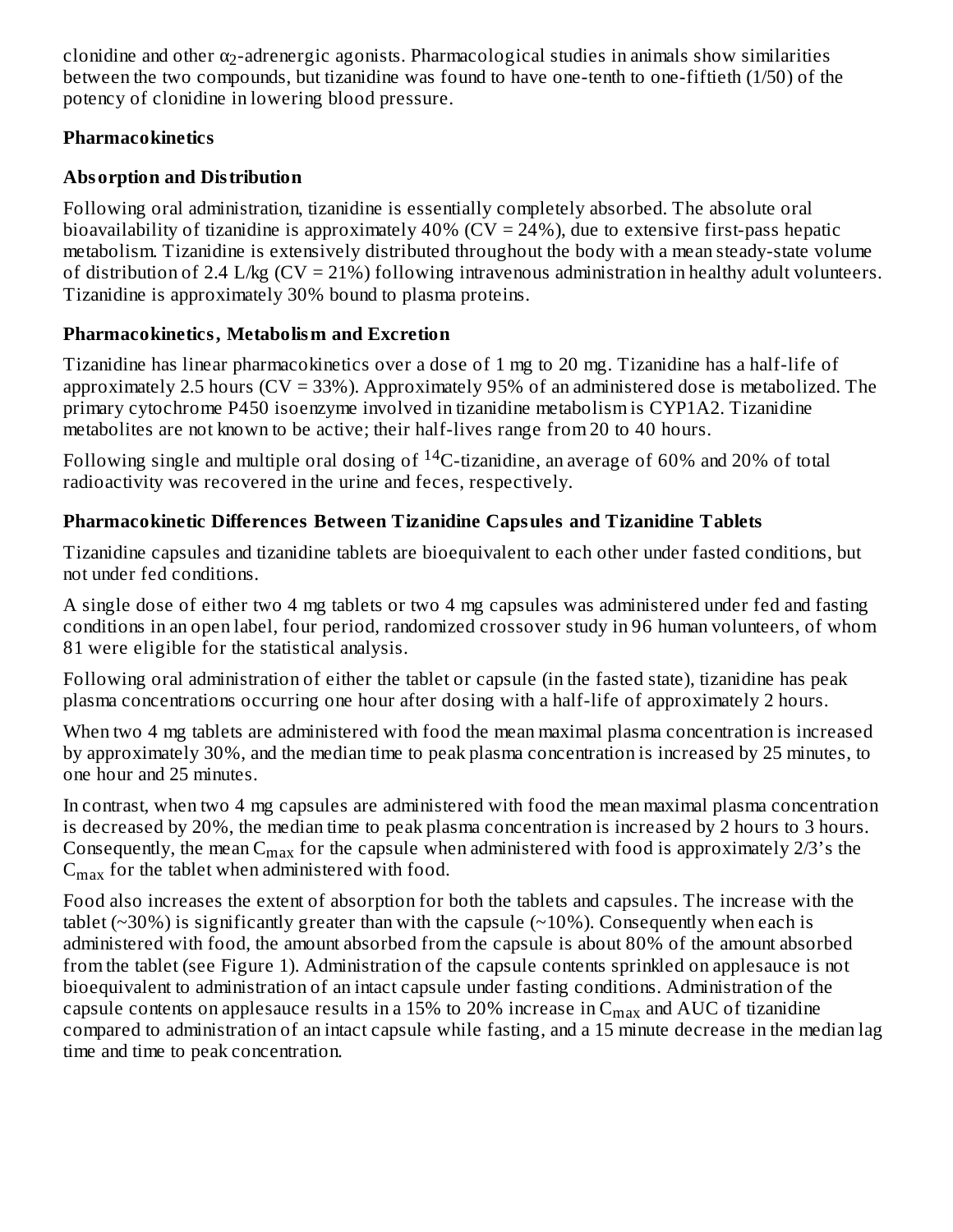clonidine and other $\alpha_2$-adrenergic agonists. Pharmacological studies in animals show similarities between the two compounds, but tizanidine was found to have one-tenth to one-fiftieth (1/50) of the potency of clonidine in lowering blood pressure.

**Pharmacokinetics**

**Absorption and Distribution**

Following oral administration, tizanidine is essentially completely absorbed. The absolute oral bioavailability of tizanidine is approximately 40% (CV = 24%), due to extensive first-pass hepatic metabolism. Tizanidine is extensively distributed throughout the body with a mean steady-state volume of distribution of 2.4 L/kg (CV = 21%) following intravenous administration in healthy adult volunteers. Tizanidine is approximately 30% bound to plasma proteins.

**Pharmacokinetics, Metabolism and Excretion**

Tizanidine has linear pharmacokinetics over a dose of 1 mg to 20 mg. Tizanidine has a half-life of approximately 2.5 hours (CV = 33%). Approximately 95% of an administered dose is metabolized. The primary cytochrome P450 isoenzyme involved in tizanidine metabolism is CYP1A2. Tizanidine metabolites are not known to be active; their half-lives range from 20 to 40 hours.

Following single and multiple oral dosing of $^{14}$C-tizanidine, an average of 60% and 20% of total radioactivity was recovered in the urine and feces, respectively.

**Pharmacokinetic Differences Between Tizanidine Capsules and Tizanidine Tablets**

Tizanidine capsules and tizanidine tablets are bioequivalent to each other under fasted conditions, but not under fed conditions.

A single dose of either two 4 mg tablets or two 4 mg capsules was administered under fed and fasting conditions in an open label, four period, randomized crossover study in 96 human volunteers, of whom 81 were eligible for the statistical analysis.

Following oral administration of either the tablet or capsule (in the fasted state), tizanidine has peak plasma concentrations occurring one hour after dosing with a half-life of approximately 2 hours.

When two 4 mg tablets are administered with food the mean maximal plasma concentration is increased by approximately 30%, and the median time to peak plasma concentration is increased by 25 minutes, to one hour and 25 minutes.

In contrast, when two 4 mg capsules are administered with food the mean maximal plasma concentration is decreased by 20%, the median time to peak plasma concentration is increased by 2 hours to 3 hours. Consequently, the mean $C_{max}$ for the capsule when administered with food is approximately 2/3's the $C_{max}$ for the tablet when administered with food.

Food also increases the extent of absorption for both the tablets and capsules. The increase with the tablet (~30%) is significantly greater than with the capsule (~10%). Consequently when each is administered with food, the amount absorbed from the capsule is about 80% of the amount absorbed from the tablet (see Figure 1). Administration of the capsule contents sprinkled on applesauce is not bioequivalent to administration of an intact capsule under fasting conditions. Administration of the capsule contents on applesauce results in a 15% to 20% increase in $C_{max}$ and AUC of tizanidine compared to administration of an intact capsule while fasting, and a 15 minute decrease in the median lag time and time to peak concentration.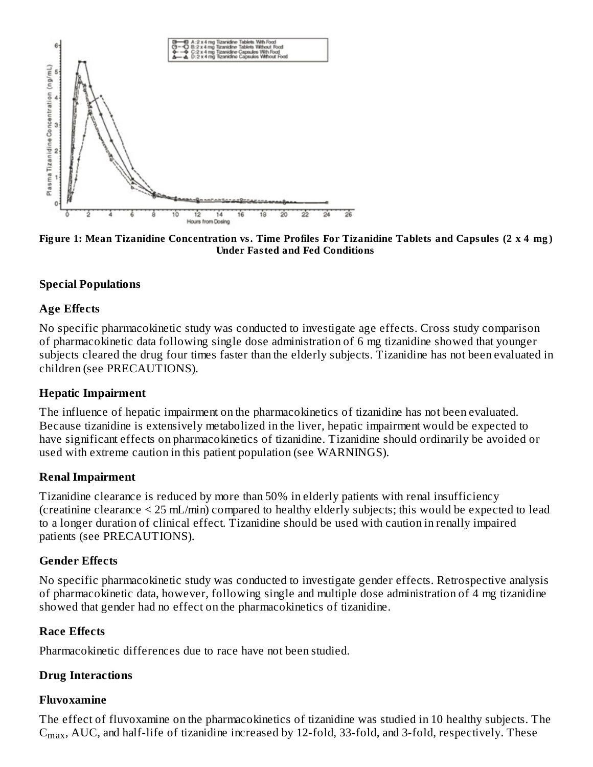**Figure 1: Mean Tizanidine Concentration vs. Time Profiles For Tizanidine Tablets and Capsules (2 x 4 mg) Under Fasted and Fed Conditions**

### Special Populations

#### Age Effects

No specific pharmacokinetic study was conducted to investigate age effects. Cross study comparison of pharmacokinetic data following single dose administration of 6 mg tizanidine showed that younger subjects cleared the drug four times faster than the elderly subjects. Tizanidine has not been evaluated in children (see PRECAUTIONS).

#### Hepatic Impairment

The influence of hepatic impairment on the pharmacokinetics of tizanidine has not been evaluated. Because tizanidine is extensively metabolized in the liver, hepatic impairment would be expected to have significant effects on pharmacokinetics of tizanidine. Tizanidine should ordinarily be avoided or used with extreme caution in this patient population (see WARNINGS).

#### Renal Impairment

Tizanidine clearance is reduced by more than 50% in elderly patients with renal insufficiency (creatinine clearance < 25 mL/min) compared to healthy elderly subjects; this would be expected to lead to a longer duration of clinical effect. Tizanidine should be used with caution in renally impaired patients (see PRECAUTIONS).

#### Gender Effects

No specific pharmacokinetic study was conducted to investigate gender effects. Retrospective analysis of pharmacokinetic data, however, following single and multiple dose administration of 4 mg tizanidine showed that gender had no effect on the pharmacokinetics of tizanidine.

#### Race Effects

Pharmacokinetic differences due to race have not been studied.

### Drug Interactions

#### Fluvoxamine

The effect of fluvoxamine on the pharmacokinetics of tizanidine was studied in 10 healthy subjects. The $C_{max}$, AUC, and half-life of tizanidine increased by 12-fold, 33-fold, and 3-fold, respectively. These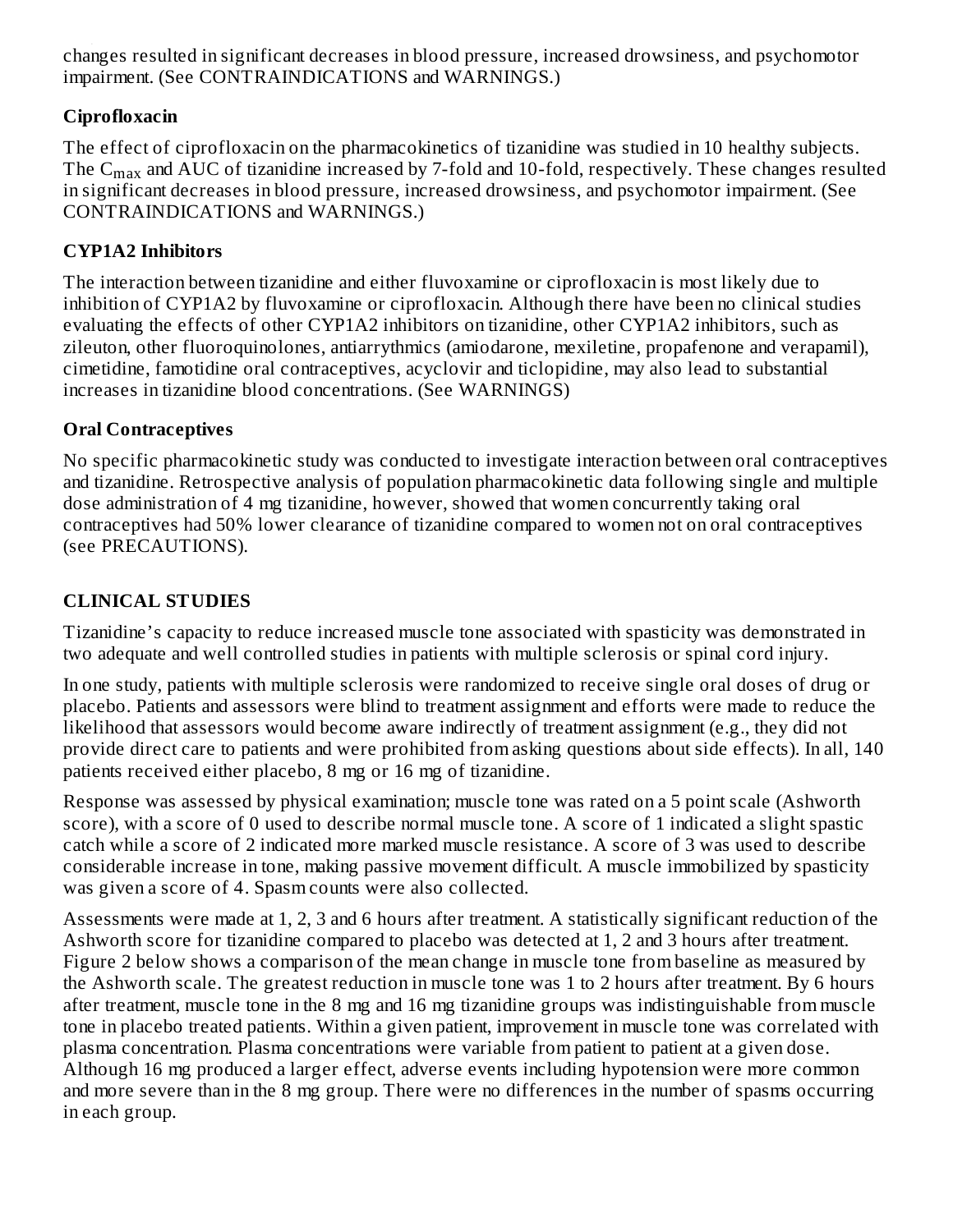changes resulted in significant decreases in blood pressure, increased drowsiness, and psychomotor impairment. (See CONTRAINDICATIONS and WARNINGS.)

### Ciprofloxacin

The effect of ciprofloxacin on the pharmacokinetics of tizanidine was studied in 10 healthy subjects. The $C_{max}$ and AUC of tizanidine increased by 7-fold and 10-fold, respectively. These changes resulted in significant decreases in blood pressure, increased drowsiness, and psychomotor impairment. (See CONTRAINDICATIONS and WARNINGS.)

### CYP1A2 Inhibitors

The interaction between tizanidine and either fluvoxamine or ciprofloxacin is most likely due to inhibition of CYP1A2 by fluvoxamine or ciprofloxacin. Although there have been no clinical studies evaluating the effects of other CYP1A2 inhibitors on tizanidine, other CYP1A2 inhibitors, such as zileuton, other fluoroquinolones, antiarrythmics (amiodarone, mexiletine, propafenone and verapamil), cimetidine, famotidine oral contraceptives, acyclovir and ticlopidine, may also lead to substantial increases in tizanidine blood concentrations. (See WARNINGS)

### Oral Contraceptives

No specific pharmacokinetic study was conducted to investigate interaction between oral contraceptives and tizanidine. Retrospective analysis of population pharmacokinetic data following single and multiple dose administration of 4 mg tizanidine, however, showed that women concurrently taking oral contraceptives had 50% lower clearance of tizanidine compared to women not on oral contraceptives (see PRECAUTIONS).

## CLINICAL STUDIES

Tizanidine's capacity to reduce increased muscle tone associated with spasticity was demonstrated in two adequate and well controlled studies in patients with multiple sclerosis or spinal cord injury.

In one study, patients with multiple sclerosis were randomized to receive single oral doses of drug or placebo. Patients and assessors were blind to treatment assignment and efforts were made to reduce the likelihood that assessors would become aware indirectly of treatment assignment (e.g., they did not provide direct care to patients and were prohibited from asking questions about side effects). In all, 140 patients received either placebo, 8 mg or 16 mg of tizanidine.

Response was assessed by physical examination; muscle tone was rated on a 5 point scale (Ashworth score), with a score of 0 used to describe normal muscle tone. A score of 1 indicated a slight spastic catch while a score of 2 indicated more marked muscle resistance. A score of 3 was used to describe considerable increase in tone, making passive movement difficult. A muscle immobilized by spasticity was given a score of 4. Spasm counts were also collected.

Assessments were made at 1, 2, 3 and 6 hours after treatment. A statistically significant reduction of the Ashworth score for tizanidine compared to placebo was detected at 1, 2 and 3 hours after treatment. Figure 2 below shows a comparison of the mean change in muscle tone from baseline as measured by the Ashworth scale. The greatest reduction in muscle tone was 1 to 2 hours after treatment. By 6 hours after treatment, muscle tone in the 8 mg and 16 mg tizanidine groups was indistinguishable from muscle tone in placebo treated patients. Within a given patient, improvement in muscle tone was correlated with plasma concentration. Plasma concentrations were variable from patient to patient at a given dose. Although 16 mg produced a larger effect, adverse events including hypotension were more common and more severe than in the 8 mg group. There were no differences in the number of spasms occurring in each group.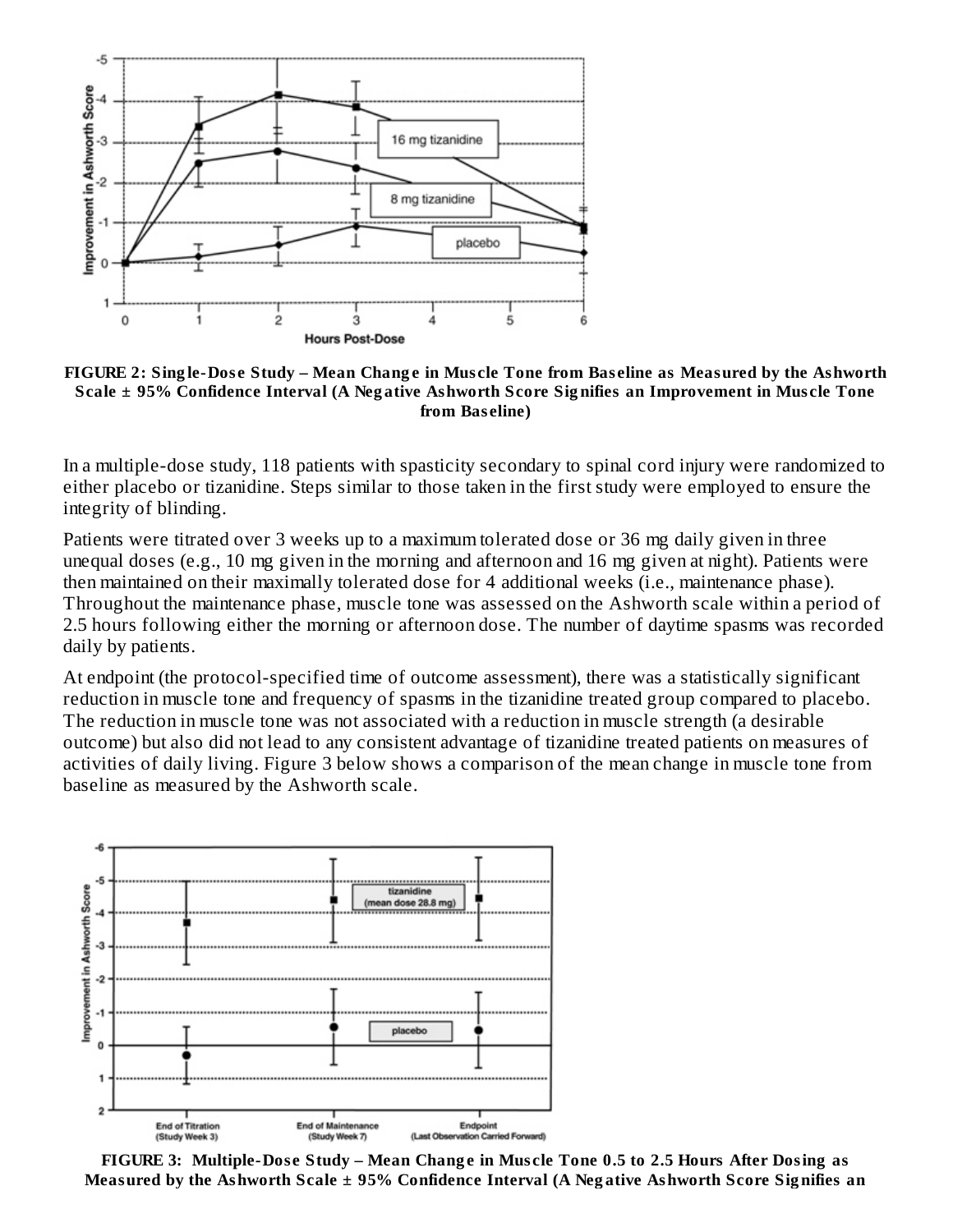**FIGURE 2: Single-Dose Study – Mean Change in Muscle Tone from Baseline as Measured by the Ashworth Scale ± 95% Confidence Interval (A Negative Ashworth Score Signifies an Improvement in Muscle Tone from Baseline)**

In a multiple-dose study, 118 patients with spasticity secondary to spinal cord injury were randomized to either placebo or tizanidine. Steps similar to those taken in the first study were employed to ensure the integrity of blinding.

Patients were titrated over 3 weeks up to a maximum tolerated dose or 36 mg daily given in three unequal doses (e.g., 10 mg given in the morning and afternoon and 16 mg given at night). Patients were then maintained on their maximally tolerated dose for 4 additional weeks (i.e., maintenance phase). Throughout the maintenance phase, muscle tone was assessed on the Ashworth scale within a period of 2.5 hours following either the morning or afternoon dose. The number of daytime spasms was recorded daily by patients.

At endpoint (the protocol-specified time of outcome assessment), there was a statistically significant reduction in muscle tone and frequency of spasms in the tizanidine treated group compared to placebo. The reduction in muscle tone was not associated with a reduction in muscle strength (a desirable outcome) but also did not lead to any consistent advantage of tizanidine treated patients on measures of activities of daily living. Figure 3 below shows a comparison of the mean change in muscle tone from baseline as measured by the Ashworth scale.

**FIGURE 3: Multiple-Dose Study – Mean Change in Muscle Tone 0.5 to 2.5 Hours After Dosing as Measured by the Ashworth Scale ± 95% Confidence Interval (A Negative Ashworth Score Signifies an**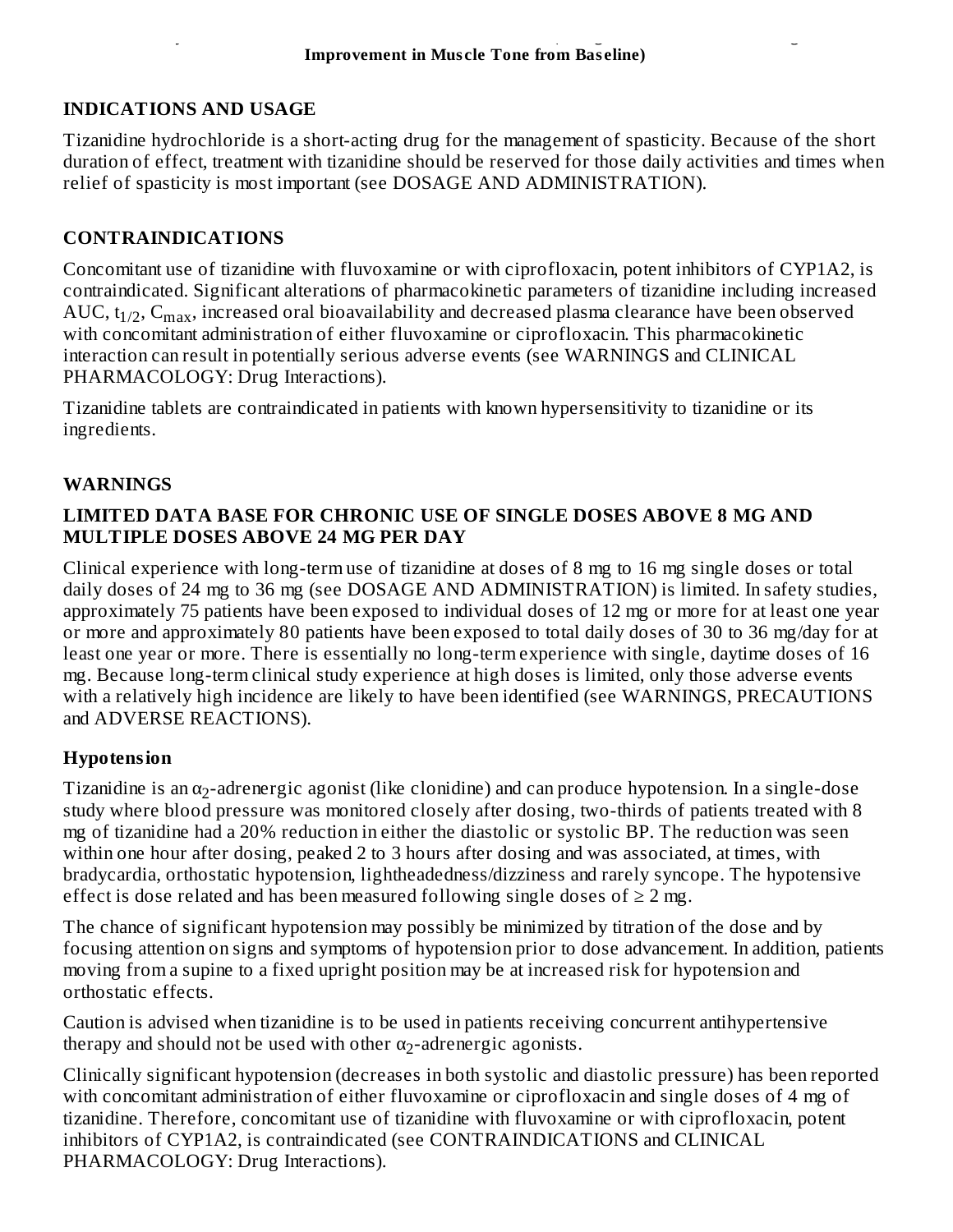**Improvement in Muscle Tone from Baseline)**

## INDICATIONS AND USAGE

Tizanidine hydrochloride is a short-acting drug for the management of spasticity. Because of the short duration of effect, treatment with tizanidine should be reserved for those daily activities and times when relief of spasticity is most important (see DOSAGE AND ADMINISTRATION).

## CONTRAINDICATIONS

Concomitant use of tizanidine with fluvoxamine or with ciprofloxacin, potent inhibitors of CYP1A2, is contraindicated. Significant alterations of pharmacokinetic parameters of tizanidine including increased AUC, $t_{1/2}$, $C_{max}$, increased oral bioavailability and decreased plasma clearance have been observed with concomitant administration of either fluvoxamine or ciprofloxacin. This pharmacokinetic interaction can result in potentially serious adverse events (see WARNINGS and CLINICAL PHARMACOLOGY: Drug Interactions).

Tizanidine tablets are contraindicated in patients with known hypersensitivity to tizanidine or its ingredients.

## WARNINGS

### LIMITED DATA BASE FOR CHRONIC USE OF SINGLE DOSES ABOVE 8 MG AND MULTIPLE DOSES ABOVE 24 MG PER DAY

Clinical experience with long-term use of tizanidine at doses of 8 mg to 16 mg single doses or total daily doses of 24 mg to 36 mg (see DOSAGE AND ADMINISTRATION) is limited. In safety studies, approximately 75 patients have been exposed to individual doses of 12 mg or more for at least one year or more and approximately 80 patients have been exposed to total daily doses of 30 to 36 mg/day for at least one year or more. There is essentially no long-term experience with single, daytime doses of 16 mg. Because long-term clinical study experience at high doses is limited, only those adverse events with a relatively high incidence are likely to have been identified (see WARNINGS, PRECAUTIONS and ADVERSE REACTIONS).

### Hypotension

Tizanidine is an $\alpha_2$-adrenergic agonist (like clonidine) and can produce hypotension. In a single-dose study where blood pressure was monitored closely after dosing, two-thirds of patients treated with 8 mg of tizanidine had a 20% reduction in either the diastolic or systolic BP. The reduction was seen within one hour after dosing, peaked 2 to 3 hours after dosing and was associated, at times, with bradycardia, orthostatic hypotension, lightheadedness/dizziness and rarely syncope. The hypotensive effect is dose related and has been measured following single doses of ≥ 2 mg.

The chance of significant hypotension may possibly be minimized by titration of the dose and by focusing attention on signs and symptoms of hypotension prior to dose advancement. In addition, patients moving from a supine to a fixed upright position may be at increased risk for hypotension and orthostatic effects.

Caution is advised when tizanidine is to be used in patients receiving concurrent antihypertensive therapy and should not be used with other $\alpha_2$-adrenergic agonists.

Clinically significant hypotension (decreases in both systolic and diastolic pressure) has been reported with concomitant administration of either fluvoxamine or ciprofloxacin and single doses of 4 mg of tizanidine. Therefore, concomitant use of tizanidine with fluvoxamine or with ciprofloxacin, potent inhibitors of CYP1A2, is contraindicated (see CONTRAINDICATIONS and CLINICAL PHARMACOLOGY: Drug Interactions).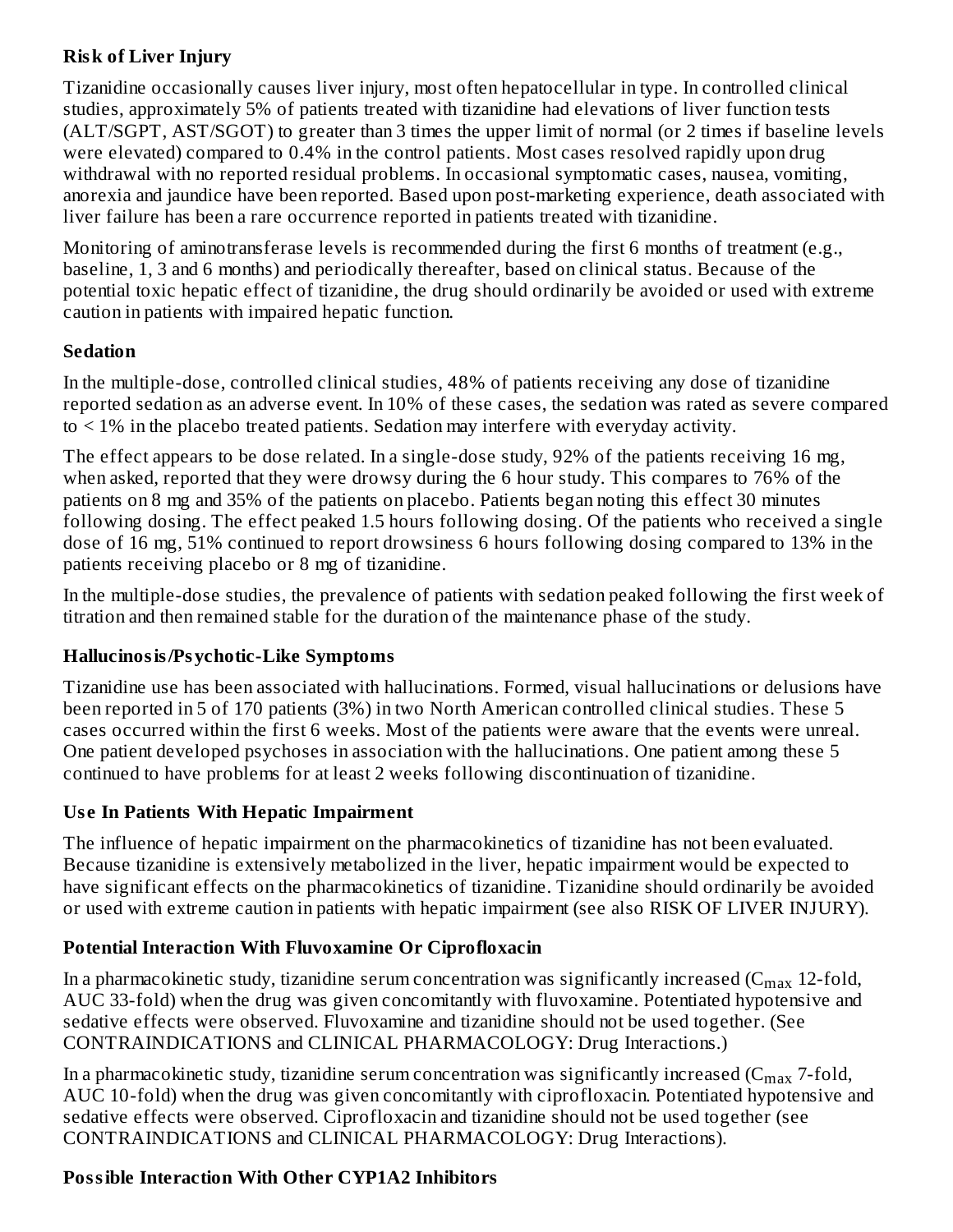### Risk of Liver Injury

Tizanidine occasionally causes liver injury, most often hepatocellular in type. In controlled clinical studies, approximately 5% of patients treated with tizanidine had elevations of liver function tests (ALT/SGPT, AST/SGOT) to greater than 3 times the upper limit of normal (or 2 times if baseline levels were elevated) compared to 0.4% in the control patients. Most cases resolved rapidly upon drug withdrawal with no reported residual problems. In occasional symptomatic cases, nausea, vomiting, anorexia and jaundice have been reported. Based upon post-marketing experience, death associated with liver failure has been a rare occurrence reported in patients treated with tizanidine.

Monitoring of aminotransferase levels is recommended during the first 6 months of treatment (e.g., baseline, 1, 3 and 6 months) and periodically thereafter, based on clinical status. Because of the potential toxic hepatic effect of tizanidine, the drug should ordinarily be avoided or used with extreme caution in patients with impaired hepatic function.

### Sedation

In the multiple-dose, controlled clinical studies, 48% of patients receiving any dose of tizanidine reported sedation as an adverse event. In 10% of these cases, the sedation was rated as severe compared to < 1% in the placebo treated patients. Sedation may interfere with everyday activity.

The effect appears to be dose related. In a single-dose study, 92% of the patients receiving 16 mg, when asked, reported that they were drowsy during the 6 hour study. This compares to 76% of the patients on 8 mg and 35% of the patients on placebo. Patients began noting this effect 30 minutes following dosing. The effect peaked 1.5 hours following dosing. Of the patients who received a single dose of 16 mg, 51% continued to report drowsiness 6 hours following dosing compared to 13% in the patients receiving placebo or 8 mg of tizanidine.

In the multiple-dose studies, the prevalence of patients with sedation peaked following the first week of titration and then remained stable for the duration of the maintenance phase of the study.

### Hallucinosis/Psychotic-Like Symptoms

Tizanidine use has been associated with hallucinations. Formed, visual hallucinations or delusions have been reported in 5 of 170 patients (3%) in two North American controlled clinical studies. These 5 cases occurred within the first 6 weeks. Most of the patients were aware that the events were unreal. One patient developed psychoses in association with the hallucinations. One patient among these 5 continued to have problems for at least 2 weeks following discontinuation of tizanidine.

### Use In Patients With Hepatic Impairment

The influence of hepatic impairment on the pharmacokinetics of tizanidine has not been evaluated. Because tizanidine is extensively metabolized in the liver, hepatic impairment would be expected to have significant effects on the pharmacokinetics of tizanidine. Tizanidine should ordinarily be avoided or used with extreme caution in patients with hepatic impairment (see also RISK OF LIVER INJURY).

### Potential Interaction With Fluvoxamine Or Ciprofloxacin

In a pharmacokinetic study, tizanidine serum concentration was significantly increased ($C_{max}$ 12-fold, AUC 33-fold) when the drug was given concomitantly with fluvoxamine. Potentiated hypotensive and sedative effects were observed. Fluvoxamine and tizanidine should not be used together. (See CONTRAINDICATIONS and CLINICAL PHARMACOLOGY: Drug Interactions.)

In a pharmacokinetic study, tizanidine serum concentration was significantly increased ($C_{max}$ 7-fold, AUC 10-fold) when the drug was given concomitantly with ciprofloxacin. Potentiated hypotensive and sedative effects were observed. Ciprofloxacin and tizanidine should not be used together (see CONTRAINDICATIONS and CLINICAL PHARMACOLOGY: Drug Interactions).

### Possible Interaction With Other CYP1A2 Inhibitors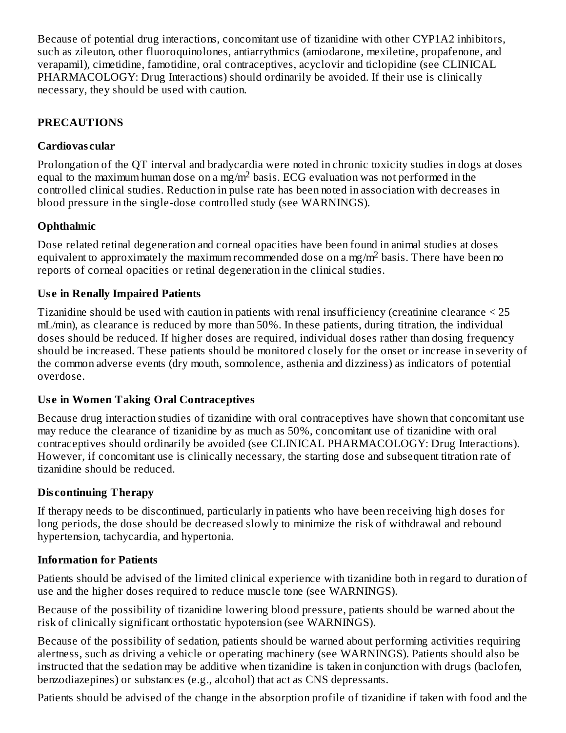Because of potential drug interactions, concomitant use of tizanidine with other CYP1A2 inhibitors, such as zileuton, other fluoroquinolones, antiarrythmics (amiodarone, mexiletine, propafenone, and verapamil), cimetidine, famotidine, oral contraceptives, acyclovir and ticlopidine (see CLINICAL PHARMACOLOGY: Drug Interactions) should ordinarily be avoided. If their use is clinically necessary, they should be used with caution.

## PRECAUTIONS

### Cardiovascular

Prolongation of the QT interval and bradycardia were noted in chronic toxicity studies in dogs at doses equal to the maximum human dose on a mg/m$^2$ basis. ECG evaluation was not performed in the controlled clinical studies. Reduction in pulse rate has been noted in association with decreases in blood pressure in the single-dose controlled study (see WARNINGS).

### Ophthalmic

Dose related retinal degeneration and corneal opacities have been found in animal studies at doses equivalent to approximately the maximum recommended dose on a mg/m$^2$ basis. There have been no reports of corneal opacities or retinal degeneration in the clinical studies.

### Use in Renally Impaired Patients

Tizanidine should be used with caution in patients with renal insufficiency (creatinine clearance < 25 mL/min), as clearance is reduced by more than 50%. In these patients, during titration, the individual doses should be reduced. If higher doses are required, individual doses rather than dosing frequency should be increased. These patients should be monitored closely for the onset or increase in severity of the common adverse events (dry mouth, somnolence, asthenia and dizziness) as indicators of potential overdose.

### Use in Women Taking Oral Contraceptives

Because drug interaction studies of tizanidine with oral contraceptives have shown that concomitant use may reduce the clearance of tizanidine by as much as 50%, concomitant use of tizanidine with oral contraceptives should ordinarily be avoided (see CLINICAL PHARMACOLOGY: Drug Interactions). However, if concomitant use is clinically necessary, the starting dose and subsequent titration rate of tizanidine should be reduced.

### Discontinuing Therapy

If therapy needs to be discontinued, particularly in patients who have been receiving high doses for long periods, the dose should be decreased slowly to minimize the risk of withdrawal and rebound hypertension, tachycardia, and hypertonia.

### Information for Patients

Patients should be advised of the limited clinical experience with tizanidine both in regard to duration of use and the higher doses required to reduce muscle tone (see WARNINGS).

Because of the possibility of tizanidine lowering blood pressure, patients should be warned about the risk of clinically significant orthostatic hypotension (see WARNINGS).

Because of the possibility of sedation, patients should be warned about performing activities requiring alertness, such as driving a vehicle or operating machinery (see WARNINGS). Patients should also be instructed that the sedation may be additive when tizanidine is taken in conjunction with drugs (baclofen, benzodiazepines) or substances (e.g., alcohol) that act as CNS depressants.

Patients should be advised of the change in the absorption profile of tizanidine if taken with food and the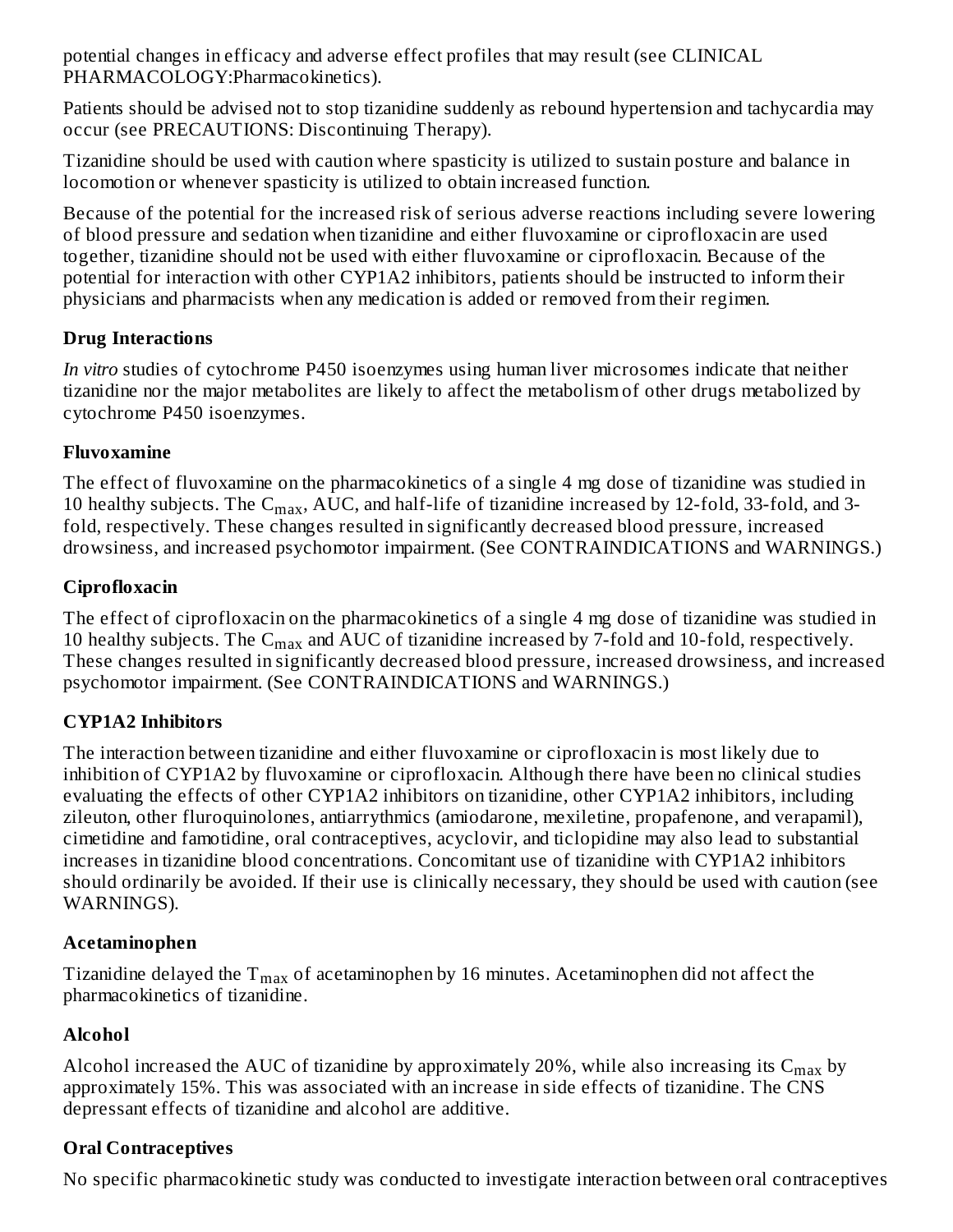potential changes in efficacy and adverse effect profiles that may result (see CLINICAL PHARMACOLOGY:Pharmacokinetics).

Patients should be advised not to stop tizanidine suddenly as rebound hypertension and tachycardia may occur (see PRECAUTIONS: Discontinuing Therapy).

Tizanidine should be used with caution where spasticity is utilized to sustain posture and balance in locomotion or whenever spasticity is utilized to obtain increased function.

Because of the potential for the increased risk of serious adverse reactions including severe lowering of blood pressure and sedation when tizanidine and either fluvoxamine or ciprofloxacin are used together, tizanidine should not be used with either fluvoxamine or ciprofloxacin. Because of the potential for interaction with other CYP1A2 inhibitors, patients should be instructed to inform their physicians and pharmacists when any medication is added or removed from their regimen.

### Drug Interactions

*In vitro* studies of cytochrome P450 isoenzymes using human liver microsomes indicate that neither tizanidine nor the major metabolites are likely to affect the metabolism of other drugs metabolized by cytochrome P450 isoenzymes.

### Fluvoxamine

The effect of fluvoxamine on the pharmacokinetics of a single 4 mg dose of tizanidine was studied in 10 healthy subjects. The $C_{max}$, AUC, and half-life of tizanidine increased by 12-fold, 33-fold, and 3-fold, respectively. These changes resulted in significantly decreased blood pressure, increased drowsiness, and increased psychomotor impairment. (See CONTRAINDICATIONS and WARNINGS.)

### Ciprofloxacin

The effect of ciprofloxacin on the pharmacokinetics of a single 4 mg dose of tizanidine was studied in 10 healthy subjects. The $C_{max}$ and AUC of tizanidine increased by 7-fold and 10-fold, respectively. These changes resulted in significantly decreased blood pressure, increased drowsiness, and increased psychomotor impairment. (See CONTRAINDICATIONS and WARNINGS.)

### CYP1A2 Inhibitors

The interaction between tizanidine and either fluvoxamine or ciprofloxacin is most likely due to inhibition of CYP1A2 by fluvoxamine or ciprofloxacin. Although there have been no clinical studies evaluating the effects of other CYP1A2 inhibitors on tizanidine, other CYP1A2 inhibitors, including zileuton, other fluroquinolones, antiarrythmics (amiodarone, mexiletine, propafenone, and verapamil), cimetidine and famotidine, oral contraceptives, acyclovir, and ticlopidine may also lead to substantial increases in tizanidine blood concentrations. Concomitant use of tizanidine with CYP1A2 inhibitors should ordinarily be avoided. If their use is clinically necessary, they should be used with caution (see WARNINGS).

### Acetaminophen

Tizanidine delayed the $T_{max}$ of acetaminophen by 16 minutes. Acetaminophen did not affect the pharmacokinetics of tizanidine.

### Alcohol

Alcohol increased the AUC of tizanidine by approximately 20%, while also increasing its $C_{max}$ by approximately 15%. This was associated with an increase in side effects of tizanidine. The CNS depressant effects of tizanidine and alcohol are additive.

### Oral Contraceptives

No specific pharmacokinetic study was conducted to investigate interaction between oral contraceptives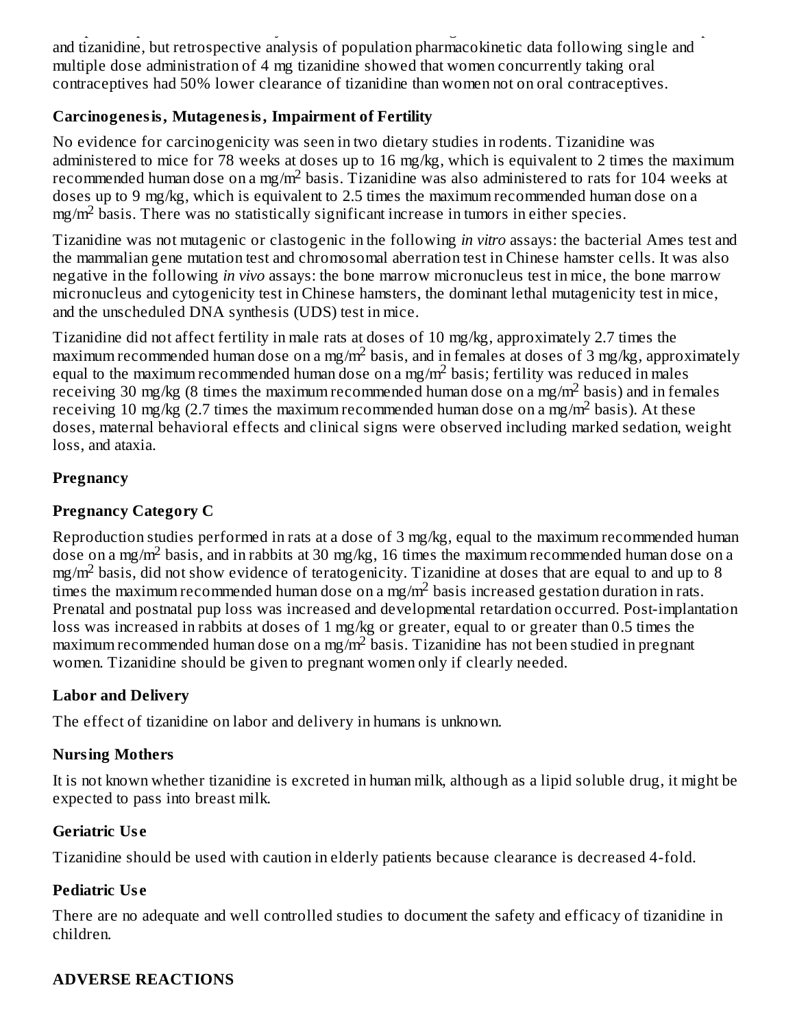and tizanidine, but retrospective analysis of population pharmacokinetic data following single and multiple dose administration of 4 mg tizanidine showed that women concurrently taking oral contraceptives had 50% lower clearance of tizanidine than women not on oral contraceptives.

### Carcinogenesis, Mutagenesis, Impairment of Fertility

No evidence for carcinogenicity was seen in two dietary studies in rodents. Tizanidine was administered to mice for 78 weeks at doses up to 16 mg/kg, which is equivalent to 2 times the maximum recommended human dose on a mg/$m^2$ basis. Tizanidine was also administered to rats for 104 weeks at doses up to 9 mg/kg, which is equivalent to 2.5 times the maximum recommended human dose on a mg/$m^2$ basis. There was no statistically significant increase in tumors in either species.

Tizanidine was not mutagenic or clastogenic in the following *in vitro* assays: the bacterial Ames test and the mammalian gene mutation test and chromosomal aberration test in Chinese hamster cells. It was also negative in the following *in vivo* assays: the bone marrow micronucleus test in mice, the bone marrow micronucleus and cytogenicity test in Chinese hamsters, the dominant lethal mutagenicity test in mice, and the unscheduled DNA synthesis (UDS) test in mice.

Tizanidine did not affect fertility in male rats at doses of 10 mg/kg, approximately 2.7 times the maximum recommended human dose on a mg/$m^2$ basis, and in females at doses of 3 mg/kg, approximately equal to the maximum recommended human dose on a mg/$m^2$ basis; fertility was reduced in males receiving 30 mg/kg (8 times the maximum recommended human dose on a mg/$m^2$ basis) and in females receiving 10 mg/kg (2.7 times the maximum recommended human dose on a mg/$m^2$ basis). At these doses, maternal behavioral effects and clinical signs were observed including marked sedation, weight loss, and ataxia.

### Pregnancy

### Pregnancy Category C

Reproduction studies performed in rats at a dose of 3 mg/kg, equal to the maximum recommended human dose on a mg/$m^2$ basis, and in rabbits at 30 mg/kg, 16 times the maximum recommended human dose on a mg/$m^2$ basis, did not show evidence of teratogenicity. Tizanidine at doses that are equal to and up to 8 times the maximum recommended human dose on a mg/$m^2$ basis increased gestation duration in rats. Prenatal and postnatal pup loss was increased and developmental retardation occurred. Post-implantation loss was increased in rabbits at doses of 1 mg/kg or greater, equal to or greater than 0.5 times the maximum recommended human dose on a mg/$m^2$ basis. Tizanidine has not been studied in pregnant women. Tizanidine should be given to pregnant women only if clearly needed.

### Labor and Delivery

The effect of tizanidine on labor and delivery in humans is unknown.

### Nursing Mothers

It is not known whether tizanidine is excreted in human milk, although as a lipid soluble drug, it might be expected to pass into breast milk.

### Geriatric Use

Tizanidine should be used with caution in elderly patients because clearance is decreased 4-fold.

### Pediatric Use

There are no adequate and well controlled studies to document the safety and efficacy of tizanidine in children.

## ADVERSE REACTIONS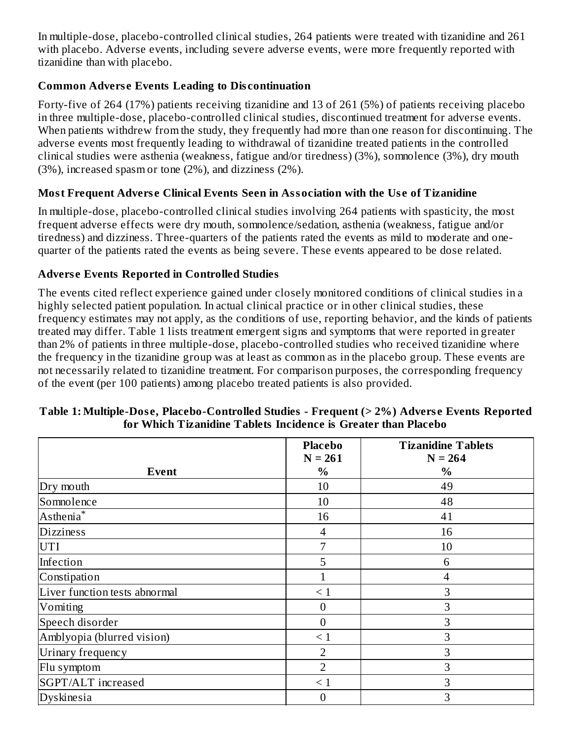In multiple-dose, placebo-controlled clinical studies, 264 patients were treated with tizanidine and 261 with placebo. Adverse events, including severe adverse events, were more frequently reported with tizanidine than with placebo.

**Common Adverse Events Leading to Discontinuation**

Forty-five of 264 (17%) patients receiving tizanidine and 13 of 261 (5%) of patients receiving placebo in three multiple-dose, placebo-controlled clinical studies, discontinued treatment for adverse events. When patients withdrew from the study, they frequently had more than one reason for discontinuing. The adverse events most frequently leading to withdrawal of tizanidine treated patients in the controlled clinical studies were asthenia (weakness, fatigue and/or tiredness) (3%), somnolence (3%), dry mouth (3%), increased spasm or tone (2%), and dizziness (2%).

**Most Frequent Adverse Clinical Events Seen in Association with the Use of Tizanidine**

In multiple-dose, placebo-controlled clinical studies involving 264 patients with spasticity, the most frequent adverse effects were dry mouth, somnolence/sedation, asthenia (weakness, fatigue and/or tiredness) and dizziness. Three-quarters of the patients rated the events as mild to moderate and one-quarter of the patients rated the events as being severe. These events appeared to be dose related.

**Adverse Events Reported in Controlled Studies**

The events cited reflect experience gained under closely monitored conditions of clinical studies in a highly selected patient population. In actual clinical practice or in other clinical studies, these frequency estimates may not apply, as the conditions of use, reporting behavior, and the kinds of patients treated may differ. Table 1 lists treatment emergent signs and symptoms that were reported in greater than 2% of patients in three multiple-dose, placebo-controlled studies who received tizanidine where the frequency in the tizanidine group was at least as common as in the placebo group. These events are not necessarily related to tizanidine treatment. For comparison purposes, the corresponding frequency of the event (per 100 patients) among placebo treated patients is also provided.

**Table 1: Multiple-Dose, Placebo-Controlled Studies - Frequent (> 2%) Adverse Events Reported for Which Tizanidine Tablets Incidence is Greater than Placebo**

| Event | Placebo N = 261 % | Tizanidine Tablets N = 264 % |
|---|---|---|
| Dry mouth | 10 | 49 |
| Somnolence | 10 | 48 |
| Asthenia* | 16 | 41 |
| Dizziness | 4 | 16 |
| UTI | 7 | 10 |
| Infection | 5 | 6 |
| Constipation | 1 | 4 |
| Liver function tests abnormal | < 1 | 3 |
| Vomiting | 0 | 3 |
| Speech disorder | 0 | 3 |
| Amblyopia (blurred vision) | < 1 | 3 |
| Urinary frequency | 2 | 3 |
| Flu symptom | 2 | 3 |
| SGPT/ALT increased | < 1 | 3 |
| Dyskinesia | 0 | 3 |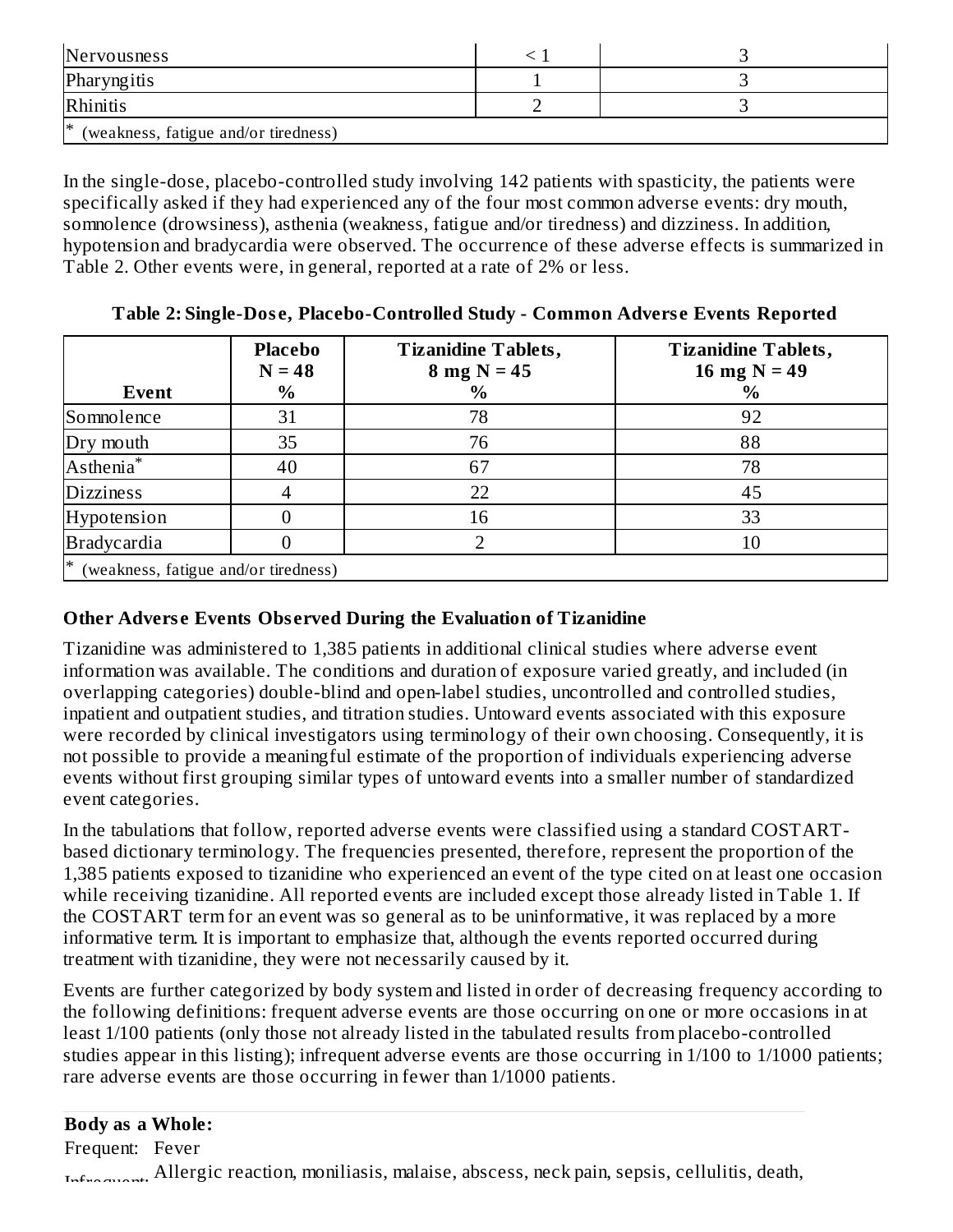| Nervousness | < 1 | 3 |
|---|---|---|
| Pharyngitis | 1 | 3 |
| Rhinitis | 2 | 3 |
| * (weakness, fatigue and/or tiredness) | | |

In the single-dose, placebo-controlled study involving 142 patients with spasticity, the patients were specifically asked if they had experienced any of the four most common adverse events: dry mouth, somnolence (drowsiness), asthenia (weakness, fatigue and/or tiredness) and dizziness. In addition, hypotension and bradycardia were observed. The occurrence of these adverse effects is summarized in Table 2. Other events were, in general, reported at a rate of 2% or less.

**Table 2: Single-Dose, Placebo-Controlled Study - Common Adverse Events Reported**

| Event | Placebo N = 48 % | Tizanidine Tablets, 8 mg N = 45 % | Tizanidine Tablets, 16 mg N = 49 % |
|---|---|---|---|
| Somnolence | 31 | 78 | 92 |
| Dry mouth | 35 | 76 | 88 |
| Asthenia* | 40 | 67 | 78 |
| Dizziness | 4 | 22 | 45 |
| Hypotension | 0 | 16 | 33 |
| Bradycardia | 0 | 2 | 10 |
| * (weakness, fatigue and/or tiredness) | | | |

### Other Adverse Events Observed During the Evaluation of Tizanidine

Tizanidine was administered to 1,385 patients in additional clinical studies where adverse event information was available. The conditions and duration of exposure varied greatly, and included (in overlapping categories) double-blind and open-label studies, uncontrolled and controlled studies, inpatient and outpatient studies, and titration studies. Untoward events associated with this exposure were recorded by clinical investigators using terminology of their own choosing. Consequently, it is not possible to provide a meaningful estimate of the proportion of individuals experiencing adverse events without first grouping similar types of untoward events into a smaller number of standardized event categories.

In the tabulations that follow, reported adverse events were classified using a standard COSTART-based dictionary terminology. The frequencies presented, therefore, represent the proportion of the 1,385 patients exposed to tizanidine who experienced an event of the type cited on at least one occasion while receiving tizanidine. All reported events are included except those already listed in Table 1. If the COSTART term for an event was so general as to be uninformative, it was replaced by a more informative term. It is important to emphasize that, although the events reported occurred during treatment with tizanidine, they were not necessarily caused by it.

Events are further categorized by body system and listed in order of decreasing frequency according to the following definitions: frequent adverse events are those occurring on one or more occasions in at least 1/100 patients (only those not already listed in the tabulated results from placebo-controlled studies appear in this listing); infrequent adverse events are those occurring in 1/100 to 1/1000 patients; rare adverse events are those occurring in fewer than 1/1000 patients.

**Body as a Whole:**

Frequent: Fever

Infrequent: Allergic reaction, moniliasis, malaise, abscess, neck pain, sepsis, cellulitis, death,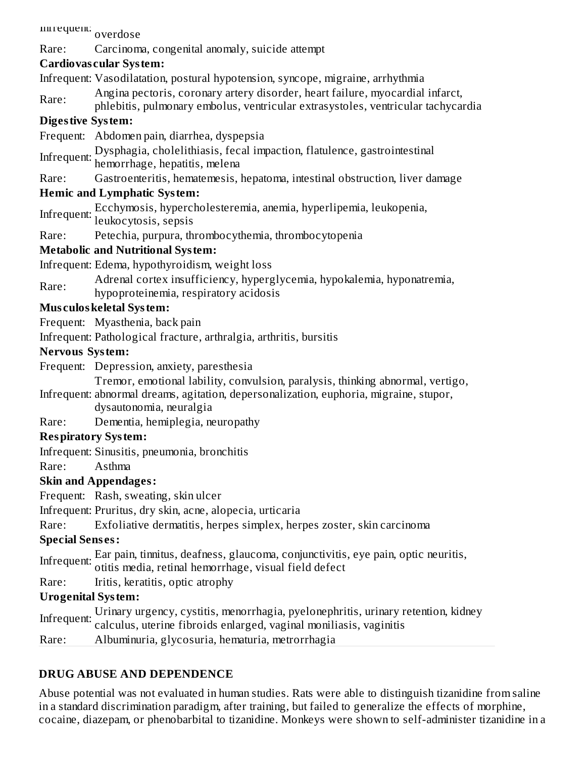Infrequent: overdose

Rare: Carcinoma, congenital anomaly, suicide attempt

**Cardiovascular System:**

Infrequent: Vasodilatation, postural hypotension, syncope, migraine, arrhythmia

Rare: Angina pectoris, coronary artery disorder, heart failure, myocardial infarct, phlebitis, pulmonary embolus, ventricular extrasystoles, ventricular tachycardia

**Digestive System:**

Frequent: Abdomen pain, diarrhea, dyspepsia

Infrequent: Dysphagia, cholelithiasis, fecal impaction, flatulence, gastrointestinal hemorrhage, hepatitis, melena

Rare: Gastroenteritis, hematemesis, hepatoma, intestinal obstruction, liver damage

**Hemic and Lymphatic System:**

Infrequent: Ecchymosis, hypercholesteremia, anemia, hyperlipemia, leukopenia, leukocytosis, sepsis

Rare: Petechia, purpura, thrombocythemia, thrombocytopenia

**Metabolic and Nutritional System:**

Infrequent: Edema, hypothyroidism, weight loss

Rare: Adrenal cortex insufficiency, hyperglycemia, hypokalemia, hyponatremia, hypoproteinemia, respiratory acidosis

**Musculoskeletal System:**

Frequent: Myasthenia, back pain

Infrequent: Pathological fracture, arthralgia, arthritis, bursitis

**Nervous System:**

Frequent: Depression, anxiety, paresthesia

Infrequent: Tremor, emotional lability, convulsion, paralysis, thinking abnormal, vertigo, abnormal dreams, agitation, depersonalization, euphoria, migraine, stupor, dysautonomia, neuralgia

Rare: Dementia, hemiplegia, neuropathy

**Respiratory System:**

Infrequent: Sinusitis, pneumonia, bronchitis

Rare: Asthma

**Skin and Appendages:**

Frequent: Rash, sweating, skin ulcer

Infrequent: Pruritus, dry skin, acne, alopecia, urticaria

Rare: Exfoliative dermatitis, herpes simplex, herpes zoster, skin carcinoma

**Special Senses:**

Infrequent: Ear pain, tinnitus, deafness, glaucoma, conjunctivitis, eye pain, optic neuritis, otitis media, retinal hemorrhage, visual field defect

Rare: Iritis, keratitis, optic atrophy

**Urogenital System:**

Infrequent: Urinary urgency, cystitis, menorrhagia, pyelonephritis, urinary retention, kidney calculus, uterine fibroids enlarged, vaginal moniliasis, vaginitis

Rare: Albuminuria, glycosuria, hematuria, metrorrhagia

## DRUG ABUSE AND DEPENDENCE

Abuse potential was not evaluated in human studies. Rats were able to distinguish tizanidine from saline in a standard discrimination paradigm, after training, but failed to generalize the effects of morphine, cocaine, diazepam, or phenobarbital to tizanidine. Monkeys were shown to self-administer tizanidine in a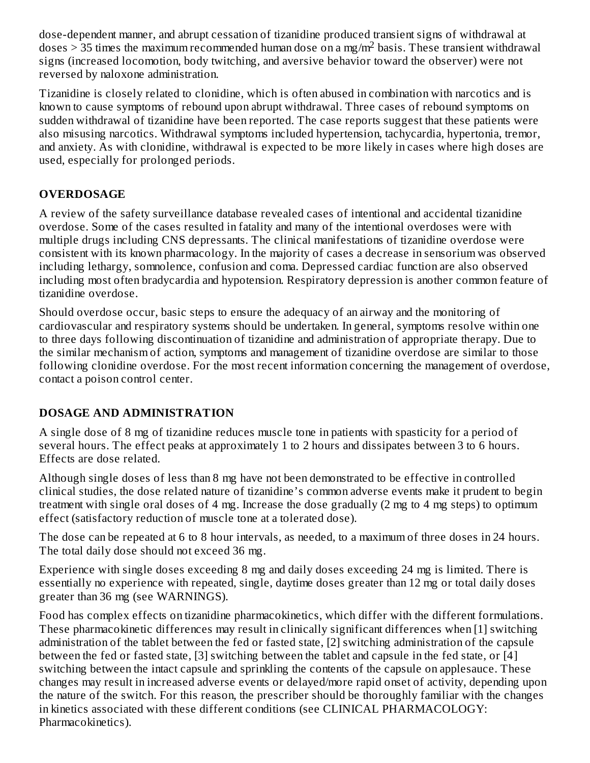dose-dependent manner, and abrupt cessation of tizanidine produced transient signs of withdrawal at doses > 35 times the maximum recommended human dose on a mg/$m^2$ basis. These transient withdrawal signs (increased locomotion, body twitching, and aversive behavior toward the observer) were not reversed by naloxone administration.

Tizanidine is closely related to clonidine, which is often abused in combination with narcotics and is known to cause symptoms of rebound upon abrupt withdrawal. Three cases of rebound symptoms on sudden withdrawal of tizanidine have been reported. The case reports suggest that these patients were also misusing narcotics. Withdrawal symptoms included hypertension, tachycardia, hypertonia, tremor, and anxiety. As with clonidine, withdrawal is expected to be more likely in cases where high doses are used, especially for prolonged periods.

## OVERDOSAGE

A review of the safety surveillance database revealed cases of intentional and accidental tizanidine overdose. Some of the cases resulted in fatality and many of the intentional overdoses were with multiple drugs including CNS depressants. The clinical manifestations of tizanidine overdose were consistent with its known pharmacology. In the majority of cases a decrease in sensorium was observed including lethargy, somnolence, confusion and coma. Depressed cardiac function are also observed including most often bradycardia and hypotension. Respiratory depression is another common feature of tizanidine overdose.

Should overdose occur, basic steps to ensure the adequacy of an airway and the monitoring of cardiovascular and respiratory systems should be undertaken. In general, symptoms resolve within one to three days following discontinuation of tizanidine and administration of appropriate therapy. Due to the similar mechanism of action, symptoms and management of tizanidine overdose are similar to those following clonidine overdose. For the most recent information concerning the management of overdose, contact a poison control center.

## DOSAGE AND ADMINISTRATION

A single dose of 8 mg of tizanidine reduces muscle tone in patients with spasticity for a period of several hours. The effect peaks at approximately 1 to 2 hours and dissipates between 3 to 6 hours. Effects are dose related.

Although single doses of less than 8 mg have not been demonstrated to be effective in controlled clinical studies, the dose related nature of tizanidine's common adverse events make it prudent to begin treatment with single oral doses of 4 mg. Increase the dose gradually (2 mg to 4 mg steps) to optimum effect (satisfactory reduction of muscle tone at a tolerated dose).

The dose can be repeated at 6 to 8 hour intervals, as needed, to a maximum of three doses in 24 hours. The total daily dose should not exceed 36 mg.

Experience with single doses exceeding 8 mg and daily doses exceeding 24 mg is limited. There is essentially no experience with repeated, single, daytime doses greater than 12 mg or total daily doses greater than 36 mg (see WARNINGS).

Food has complex effects on tizanidine pharmacokinetics, which differ with the different formulations. These pharmacokinetic differences may result in clinically significant differences when [1] switching administration of the tablet between the fed or fasted state, [2] switching administration of the capsule between the fed or fasted state, [3] switching between the tablet and capsule in the fed state, or [4] switching between the intact capsule and sprinkling the contents of the capsule on applesauce. These changes may result in increased adverse events or delayed/more rapid onset of activity, depending upon the nature of the switch. For this reason, the prescriber should be thoroughly familiar with the changes in kinetics associated with these different conditions (see CLINICAL PHARMACOLOGY: Pharmacokinetics).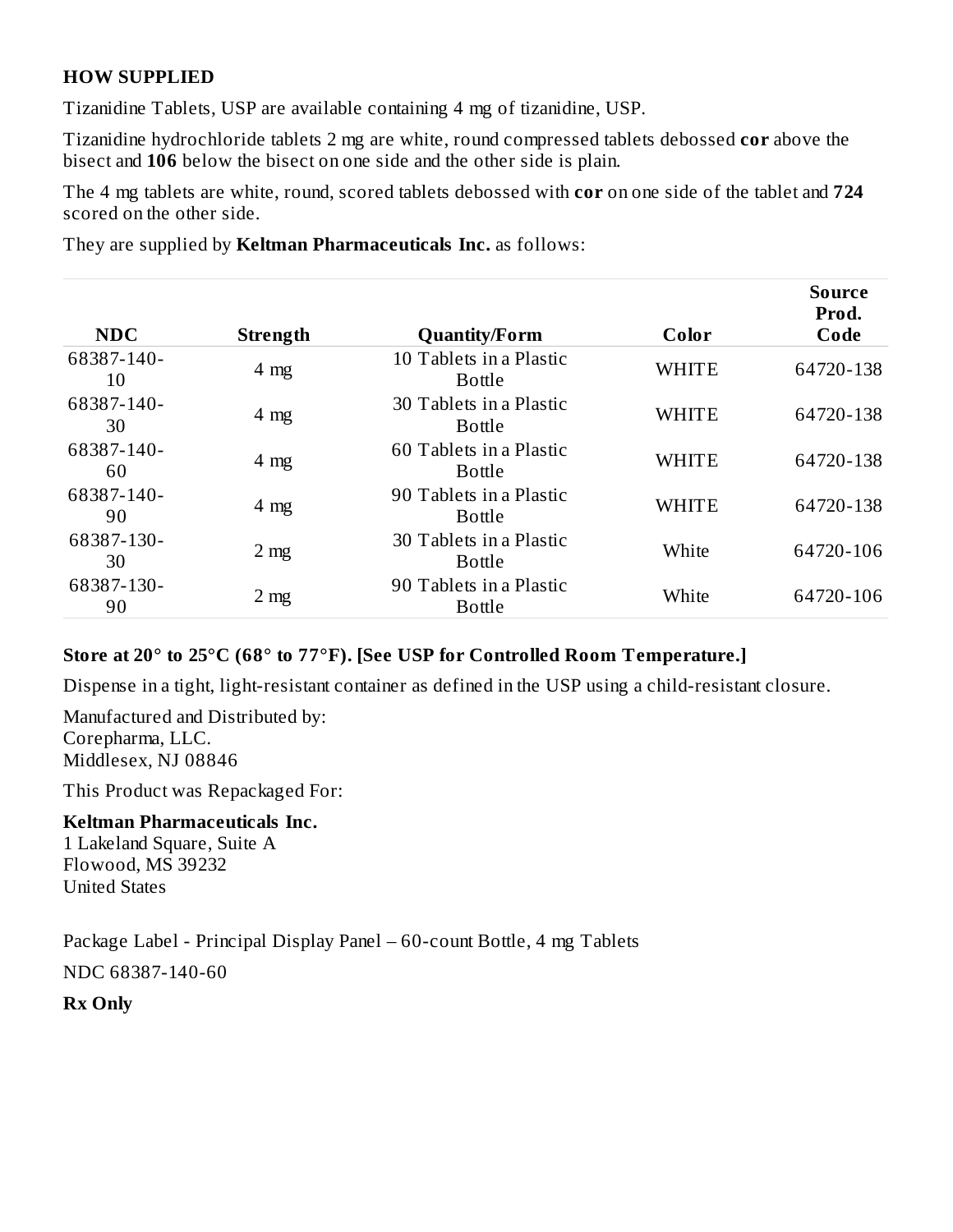## HOW SUPPLIED

Tizanidine Tablets, USP are available containing 4 mg of tizanidine, USP.

Tizanidine hydrochloride tablets 2 mg are white, round compressed tablets debossed **cor** above the bisect and **106** below the bisect on one side and the other side is plain.

The 4 mg tablets are white, round, scored tablets debossed with **cor** on one side of the tablet and **724** scored on the other side.

They are supplied by **Keltman Pharmaceuticals Inc.** as follows:

| NDC | Strength | Quantity/Form | Color | Source Prod. Code |
|---|---|---|---|---|
| 68387-140-10 | 4 mg | 10 Tablets in a Plastic Bottle | WHITE | 64720-138 |
| 68387-140-30 | 4 mg | 30 Tablets in a Plastic Bottle | WHITE | 64720-138 |
| 68387-140-60 | 4 mg | 60 Tablets in a Plastic Bottle | WHITE | 64720-138 |
| 68387-140-90 | 4 mg | 90 Tablets in a Plastic Bottle | WHITE | 64720-138 |
| 68387-130-30 | 2 mg | 30 Tablets in a Plastic Bottle | White | 64720-106 |
| 68387-130-90 | 2 mg | 90 Tablets in a Plastic Bottle | White | 64720-106 |

**Store at 20° to 25°C (68° to 77°F). [See USP for Controlled Room Temperature.]**

Dispense in a tight, light-resistant container as defined in the USP using a child-resistant closure.

Manufactured and Distributed by:
Corepharma, LLC.
Middlesex, NJ 08846

This Product was Repackaged For:

**Keltman Pharmaceuticals Inc.**
1 Lakeland Square, Suite A
Flowood, MS 39232
United States

Package Label - Principal Display Panel – 60-count Bottle, 4 mg Tablets

NDC 68387-140-60

**Rx Only**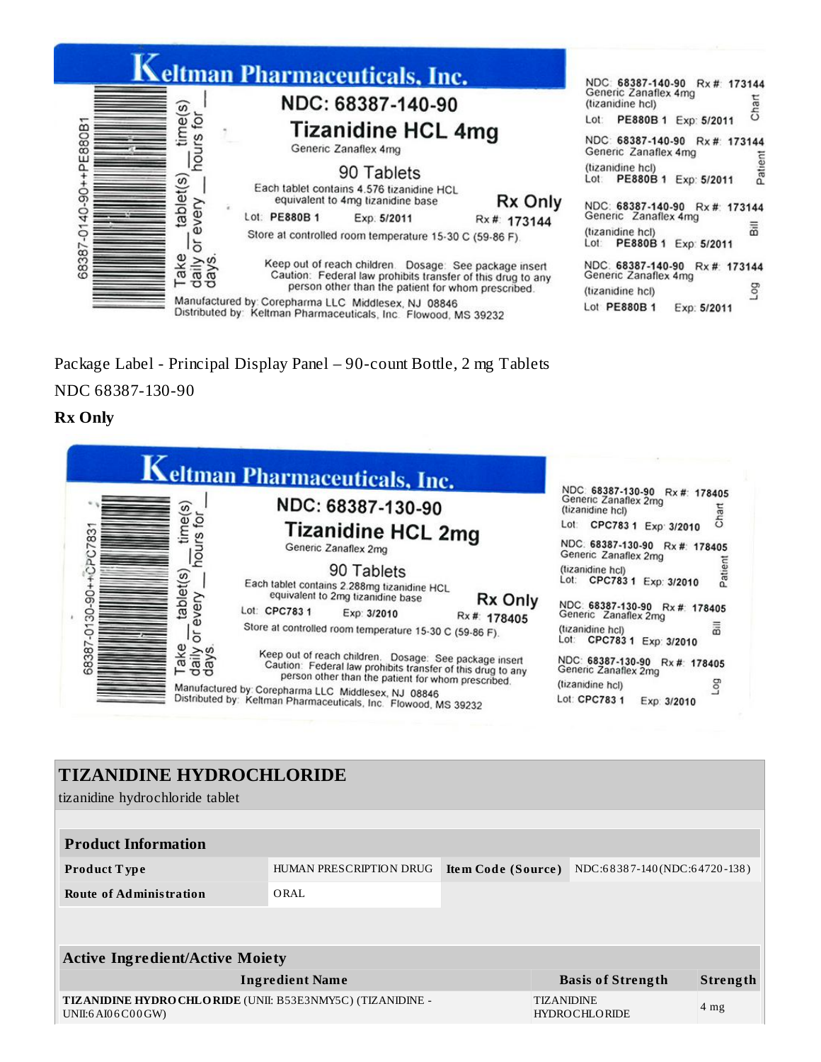Keltman Pharmaceuticals, Inc.

68387-0140-90++PE880B1

Take __ tablet(s) __ time(s) daily or every __ hours for __ days.

NDC: 68387-140-90

Tizanidine HCL 4mg

Generic Zanaflex 4mg

90 Tablets

Each tablet contains 4.576 tizanidine HCL equivalent to 4mg tizanidine base

Rx Only

Lot: PE880B 1   Exp: 5/2011   Rx #: 173144

Store at controlled room temperature 15-30 C (59-86 F).

Keep out of reach children. Dosage: See package insert
Caution: Federal law prohibits transfer of this drug to any person other than the patient for whom prescribed.

Manufactured by: Corepharma LLC Middlesex, NJ 08846
Distributed by: Keltman Pharmaceuticals, Inc. Flowood, MS 39232

NDC: 68387-140-90 Rx #: 173144
Generic Zanaflex 4mg
(tizanidine hcl)
Lot: PE880B 1 Exp: 5/2011
Chart

NDC: 68387-140-90 Rx #: 173144
Generic Zanaflex 4mg
(tizanidine hcl)
Lot: PE880B 1 Exp: 5/2011
Patient

NDC: 68387-140-90 Rx #: 173144
Generic Zanaflex 4mg
(tizanidine hcl)
Lot: PE880B 1 Exp: 5/2011
Bill

NDC: 68387-140-90 Rx #: 173144
Generic Zanaflex 4mg
(tizanidine hcl)
Lot: PE880B 1 Exp: 5/2011
Log

Package Label - Principal Display Panel – 90-count Bottle, 2 mg Tablets

NDC 68387-130-90

**Rx Only**

Keltman Pharmaceuticals, Inc.

68387-0130-90++CPC7831

Take __ tablet(s) __ time(s) daily or every __ hours for __ days.

NDC: 68387-130-90

Tizanidine HCL 2mg

Generic Zanaflex 2mg

90 Tablets

Each tablet contains 2.288mg tizanidine HCL equivalent to 2mg tizanidine base

Rx Only

Lot: CPC783 1   Exp: 3/2010   Rx #: 178405

Store at controlled room temperature 15-30 C (59-86 F).

Keep out of reach children. Dosage: See package insert
Caution: Federal law prohibits transfer of this drug to any person other than the patient for whom prescribed.

Manufactured by: Corepharma LLC Middlesex, NJ 08846
Distributed by: Keltman Pharmaceuticals, Inc. Flowood, MS 39232

NDC: 68387-130-90 Rx #: 178405
Generic Zanaflex 2mg
(tizanidine hcl)
Lot: CPC783 1 Exp: 3/2010
Chart

NDC: 68387-130-90 Rx #: 178405
Generic Zanaflex 2mg
(tizanidine hcl)
Lot: CPC783 1 Exp: 3/2010
Patient

NDC: 68387-130-90 Rx #: 178405
Generic Zanaflex 2mg
(tizanidine hcl)
Lot: CPC783 1 Exp: 3/2010
Bill

NDC: 68387-130-90 Rx #: 178405
Generic Zanaflex 2mg
(tizanidine hcl)
Lot: CPC783 1 Exp: 3/2010
Log

## TIZANIDINE HYDROCHLORIDE

tizanidine hydrochloride tablet

| Product Information | | | |
|---|---|---|---|
| **Product Type** | HUMAN PRESCRIPTION DRUG | **Item Code (Source)** | NDC:68387-140(NDC:64720-138) |
| **Route of Administration** | ORAL | | |

| Active Ingredient/Active Moiety | | |
|---|---|---|
| **Ingredient Name** | **Basis of Strength** | **Strength** |
| **TIZANIDINE HYDROCHLORIDE** (UNII: B53E3NMY5C) (TIZANIDINE - UNII:6AI06C00GW) | TIZANIDINE HYDROCHLORIDE | 4 mg |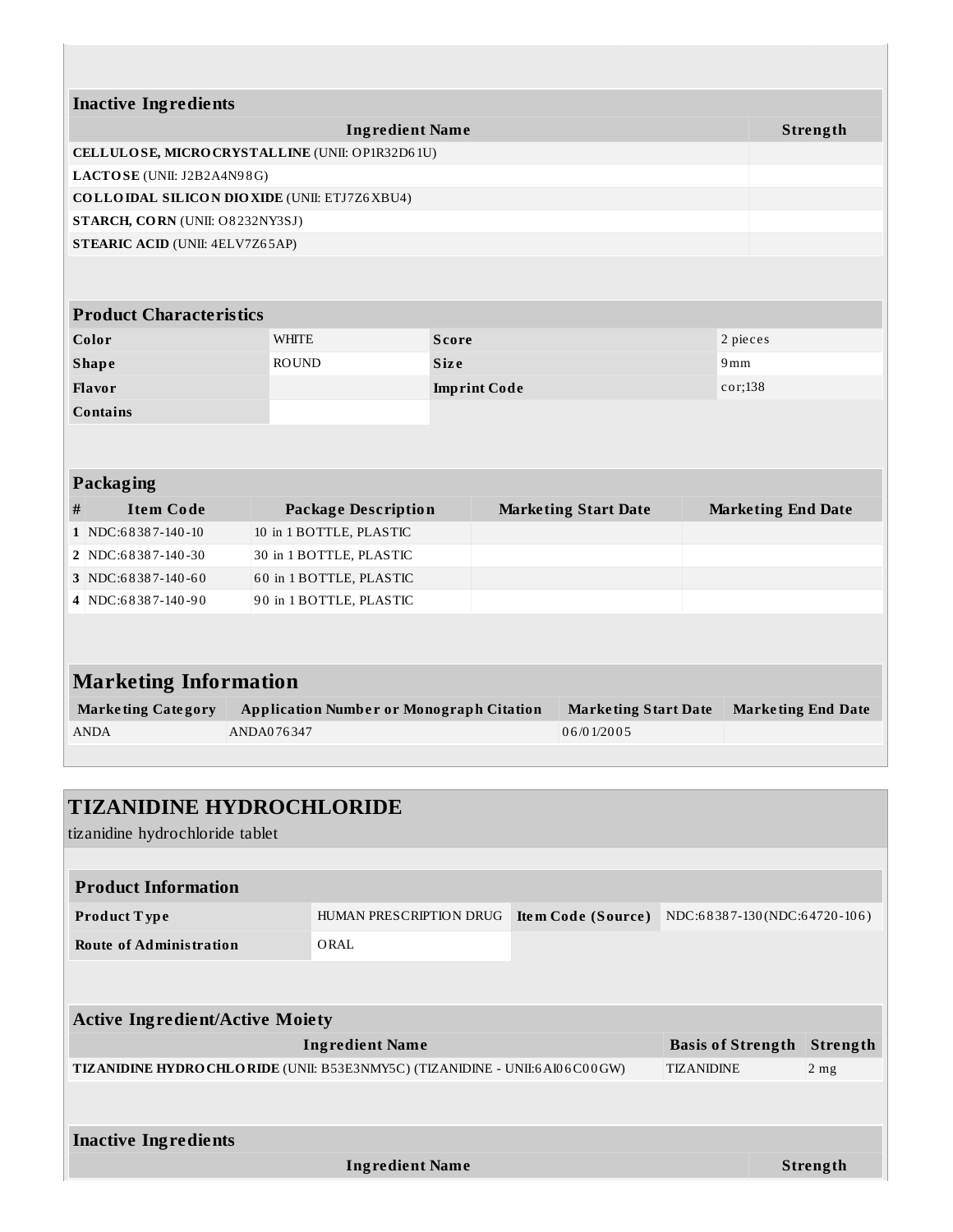### Inactive Ingredients

| Ingredient Name | Strength |
|---|---|
| **CELLULOSE, MICROCRYSTALLINE** (UNII: OP1R32D61U) | |
| **LACTOSE** (UNII: J2B2A4N98G) | |
| **COLLOIDAL SILICON DIOXIDE** (UNII: ETJ7Z6XBU4) | |
| **STARCH, CORN** (UNII: O8232NY3SJ) | |
| **STEARIC ACID** (UNII: 4ELV7Z65AP) | |

### Product Characteristics

| | | | |
|---|---|---|---|
| **Color** | WHITE | **Score** | 2 pieces |
| **Shape** | ROUND | **Size** | 9mm |
| **Flavor** | | **Imprint Code** | cor;138 |
| **Contains** | | | |

### Packaging

| # | Item Code | Package Description | Marketing Start Date | Marketing End Date |
|---|---|---|---|---|
| 1 | NDC:68387-140-10 | 10 in 1 BOTTLE, PLASTIC | | |
| 2 | NDC:68387-140-30 | 30 in 1 BOTTLE, PLASTIC | | |
| 3 | NDC:68387-140-60 | 60 in 1 BOTTLE, PLASTIC | | |
| 4 | NDC:68387-140-90 | 90 in 1 BOTTLE, PLASTIC | | |

## Marketing Information

| Marketing Category | Application Number or Monograph Citation | Marketing Start Date | Marketing End Date |
|---|---|---|---|
| ANDA | ANDA076347 | 06/01/2005 | |

# TIZANIDINE HYDROCHLORIDE

tizanidine hydrochloride tablet

### Product Information

| | | | |
|---|---|---|---|
| **Product Type** | HUMAN PRESCRIPTION DRUG | **Item Code (Source)** | NDC:68387-130(NDC:64720-106) |
| **Route of Administration** | ORAL | | |

### Active Ingredient/Active Moiety

| Ingredient Name | Basis of Strength | Strength |
|---|---|---|
| **TIZANIDINE HYDROCHLORIDE** (UNII: B53E3NMY5C) (TIZANIDINE - UNII:6AI06C00GW) | TIZANIDINE | 2 mg |

### Inactive Ingredients

| Ingredient Name | Strength |
|---|---|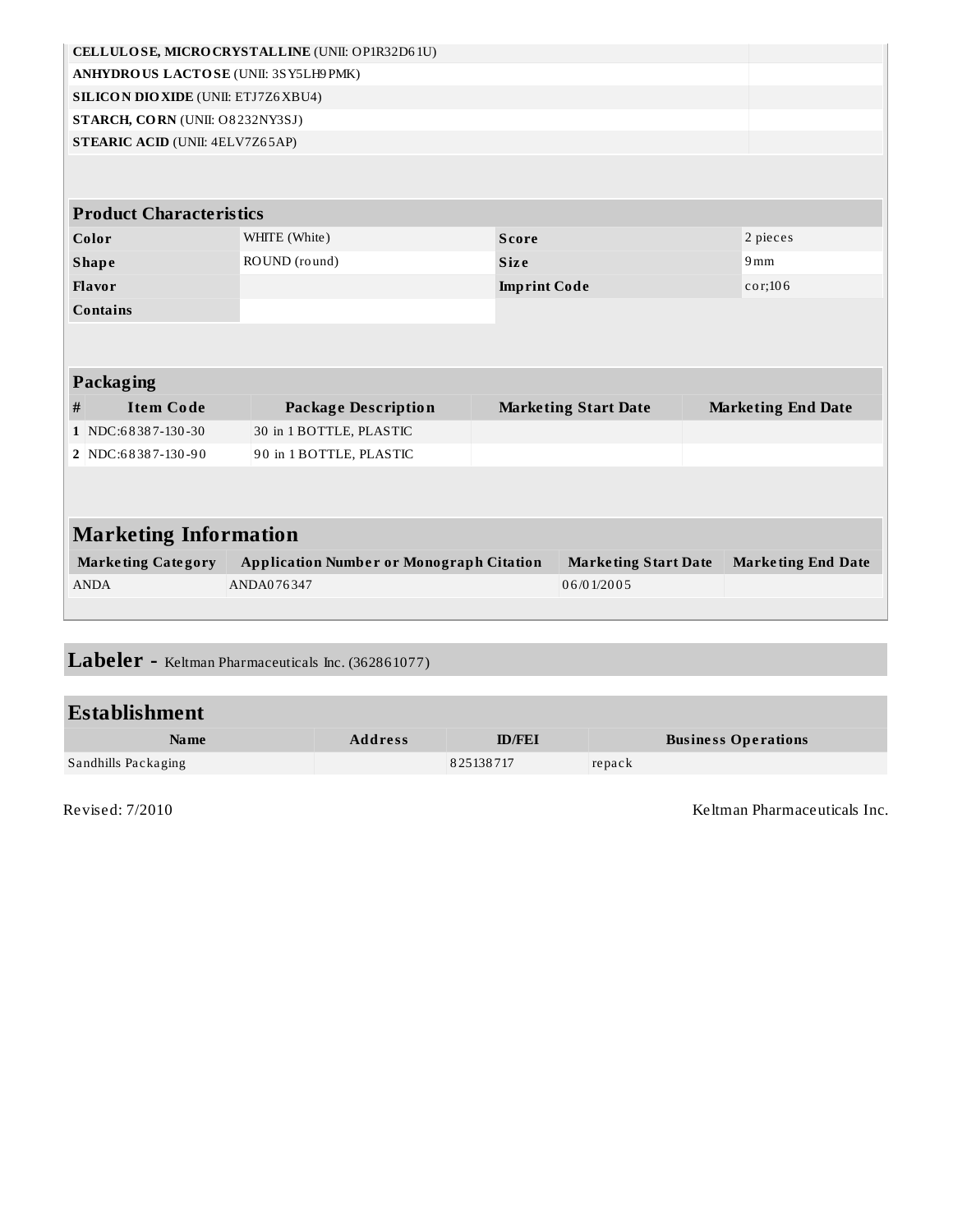| | |
|---|---|
| **CELLULOSE, MICROCRYSTALLINE** (UNII: OP1R32D61U) | |
| **ANHYDROUS LACTOSE** (UNII: 3SY5LH9PMK) | |
| **SILICON DIOXIDE** (UNII: ETJ7Z6XBU4) | |
| **STARCH, CORN** (UNII: O8232NY3SJ) | |
| **STEARIC ACID** (UNII: 4ELV7Z65AP) | |

| Product Characteristics | | | |
|---|---|---|---|
| **Color** | WHITE (White) | **Score** | 2 pieces |
| **Shape** | ROUND (round) | **Size** | 9mm |
| **Flavor** | | **Imprint Code** | cor;106 |
| **Contains** | | | |

**Packaging**

| # | Item Code | Package Description | Marketing Start Date | Marketing End Date |
|---|---|---|---|---|
| 1 | NDC:68387-130-30 | 30 in 1 BOTTLE, PLASTIC | | |
| 2 | NDC:68387-130-90 | 90 in 1 BOTTLE, PLASTIC | | |

## Marketing Information

| Marketing Category | Application Number or Monograph Citation | Marketing Start Date | Marketing End Date |
|---|---|---|---|
| ANDA | ANDA076347 | 06/01/2005 | |

## Labeler - Keltman Pharmaceuticals Inc. (362861077)

## Establishment

| Name | Address | ID/FEI | Business Operations |
|---|---|---|---|
| Sandhills Packaging | | 825138717 | repack |

Revised: 7/2010

Keltman Pharmaceuticals Inc.